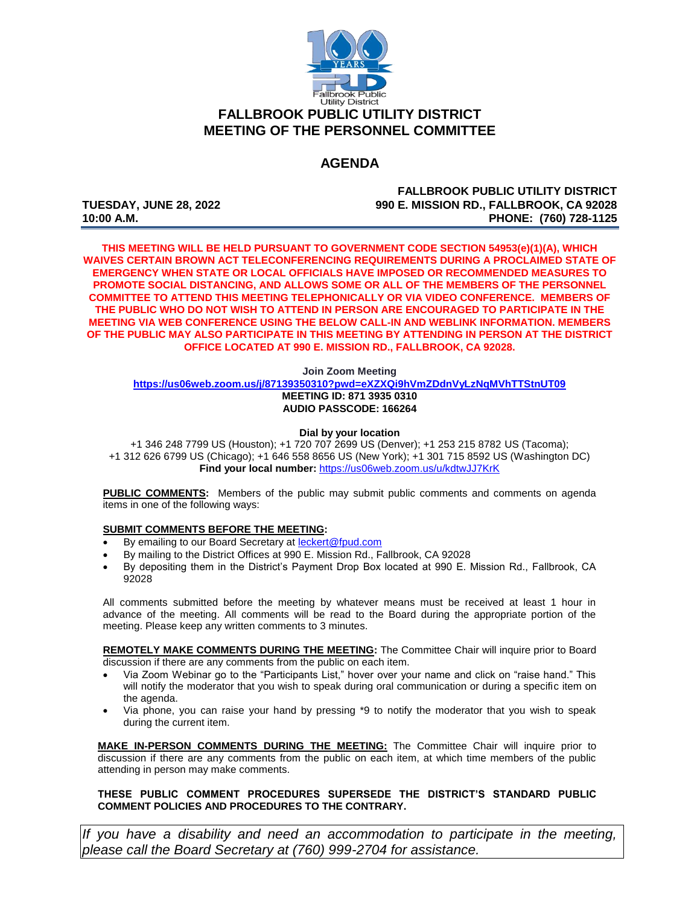# FALLBROOK PUBLIC UTILITY DISTRICT
## MEETING OF THE PERSONNEL COMMITTEE

## AGENDA

**TUESDAY, JUNE 28, 2022**
**10:00 A.M.**

**FALLBROOK PUBLIC UTILITY DISTRICT**
**990 E. MISSION RD., FALLBROOK, CA 92028**
**PHONE: (760) 728-1125**

**THIS MEETING WILL BE HELD PURSUANT TO GOVERNMENT CODE SECTION 54953(e)(1)(A), WHICH WAIVES CERTAIN BROWN ACT TELECONFERENCING REQUIREMENTS DURING A PROCLAIMED STATE OF EMERGENCY WHEN STATE OR LOCAL OFFICIALS HAVE IMPOSED OR RECOMMENDED MEASURES TO PROMOTE SOCIAL DISTANCING, AND ALLOWS SOME OR ALL OF THE MEMBERS OF THE PERSONNEL COMMITTEE TO ATTEND THIS MEETING TELEPHONICALLY OR VIA VIDEO CONFERENCE. MEMBERS OF THE PUBLIC WHO DO NOT WISH TO ATTEND IN PERSON ARE ENCOURAGED TO PARTICIPATE IN THE MEETING VIA WEB CONFERENCE USING THE BELOW CALL-IN AND WEBLINK INFORMATION. MEMBERS OF THE PUBLIC MAY ALSO PARTICIPATE IN THIS MEETING BY ATTENDING IN PERSON AT THE DISTRICT OFFICE LOCATED AT 990 E. MISSION RD., FALLBROOK, CA 92028.**

**Join Zoom Meeting**
**https://us06web.zoom.us/j/87139350310?pwd=eXZXQi9hVmZDdnVyLzNqMVhTTStnUT09**
**MEETING ID: 871 3935 0310**
**AUDIO PASSCODE: 166264**

**Dial by your location**
+1 346 248 7799 US (Houston); +1 720 707 2699 US (Denver); +1 253 215 8782 US (Tacoma); +1 312 626 6799 US (Chicago); +1 646 558 8656 US (New York); +1 301 715 8592 US (Washington DC)
**Find your local number:** https://us06web.zoom.us/u/kdtwJJ7KrK

**PUBLIC COMMENTS:** Members of the public may submit public comments and comments on agenda items in one of the following ways:

**SUBMIT COMMENTS BEFORE THE MEETING:**

- By emailing to our Board Secretary at leckert@fpud.com
- By mailing to the District Offices at 990 E. Mission Rd., Fallbrook, CA 92028
- By depositing them in the District's Payment Drop Box located at 990 E. Mission Rd., Fallbrook, CA 92028

All comments submitted before the meeting by whatever means must be received at least 1 hour in advance of the meeting. All comments will be read to the Board during the appropriate portion of the meeting. Please keep any written comments to 3 minutes.

**REMOTELY MAKE COMMENTS DURING THE MEETING:** The Committee Chair will inquire prior to Board discussion if there are any comments from the public on each item.

- Via Zoom Webinar go to the "Participants List," hover over your name and click on "raise hand." This will notify the moderator that you wish to speak during oral communication or during a specific item on the agenda.
- Via phone, you can raise your hand by pressing *9 to notify the moderator that you wish to speak during the current item.

**MAKE IN-PERSON COMMENTS DURING THE MEETING:** The Committee Chair will inquire prior to discussion if there are any comments from the public on each item, at which time members of the public attending in person may make comments.

**THESE PUBLIC COMMENT PROCEDURES SUPERSEDE THE DISTRICT'S STANDARD PUBLIC COMMENT POLICIES AND PROCEDURES TO THE CONTRARY.**

*If you have a disability and need an accommodation to participate in the meeting, please call the Board Secretary at (760) 999-2704 for assistance.*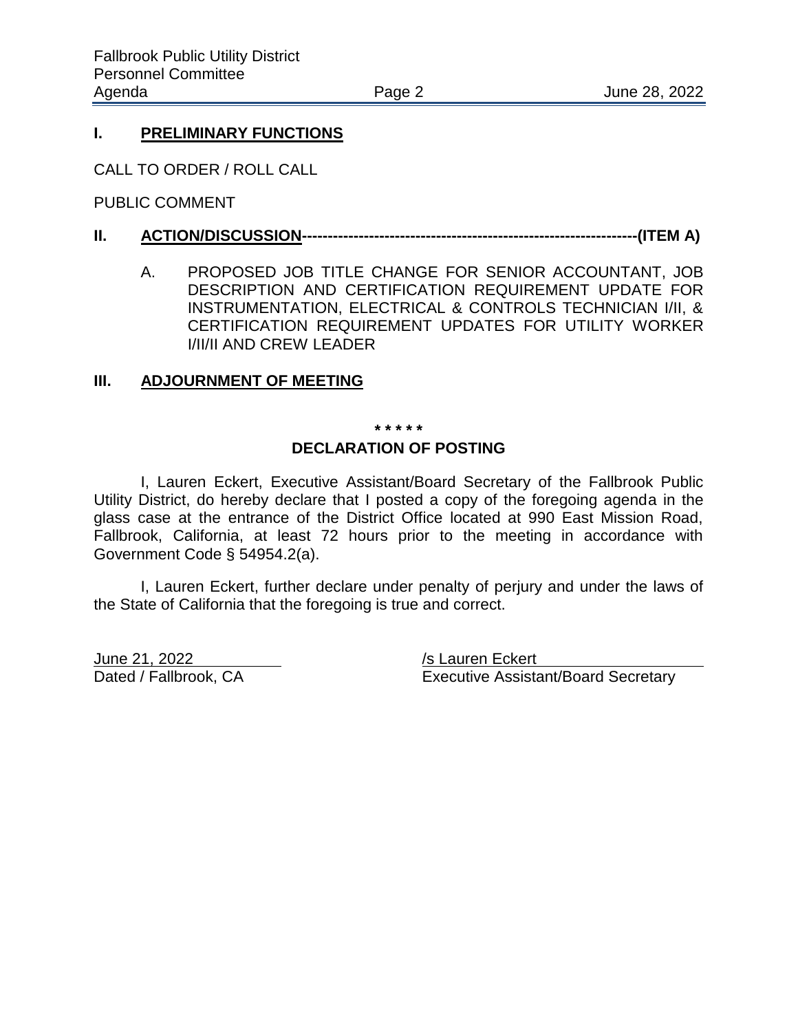## I. PRELIMINARY FUNCTIONS

CALL TO ORDER / ROLL CALL

PUBLIC COMMENT

## II. ACTION/DISCUSSION---------------------------------------------------------------(ITEM A)

A. PROPOSED JOB TITLE CHANGE FOR SENIOR ACCOUNTANT, JOB DESCRIPTION AND CERTIFICATION REQUIREMENT UPDATE FOR INSTRUMENTATION, ELECTRICAL & CONTROLS TECHNICIAN I/II, & CERTIFICATION REQUIREMENT UPDATES FOR UTILITY WORKER I/II/II AND CREW LEADER

## III. ADJOURNMENT OF MEETING

\* \* \* \* \*

**DECLARATION OF POSTING**

I, Lauren Eckert, Executive Assistant/Board Secretary of the Fallbrook Public Utility District, do hereby declare that I posted a copy of the foregoing agenda in the glass case at the entrance of the District Office located at 990 East Mission Road, Fallbrook, California, at least 72 hours prior to the meeting in accordance with Government Code § 54954.2(a).

I, Lauren Eckert, further declare under penalty of perjury and under the laws of the State of California that the foregoing is true and correct.

June 21, 2022
Dated / Fallbrook, CA

/s Lauren Eckert
Executive Assistant/Board Secretary